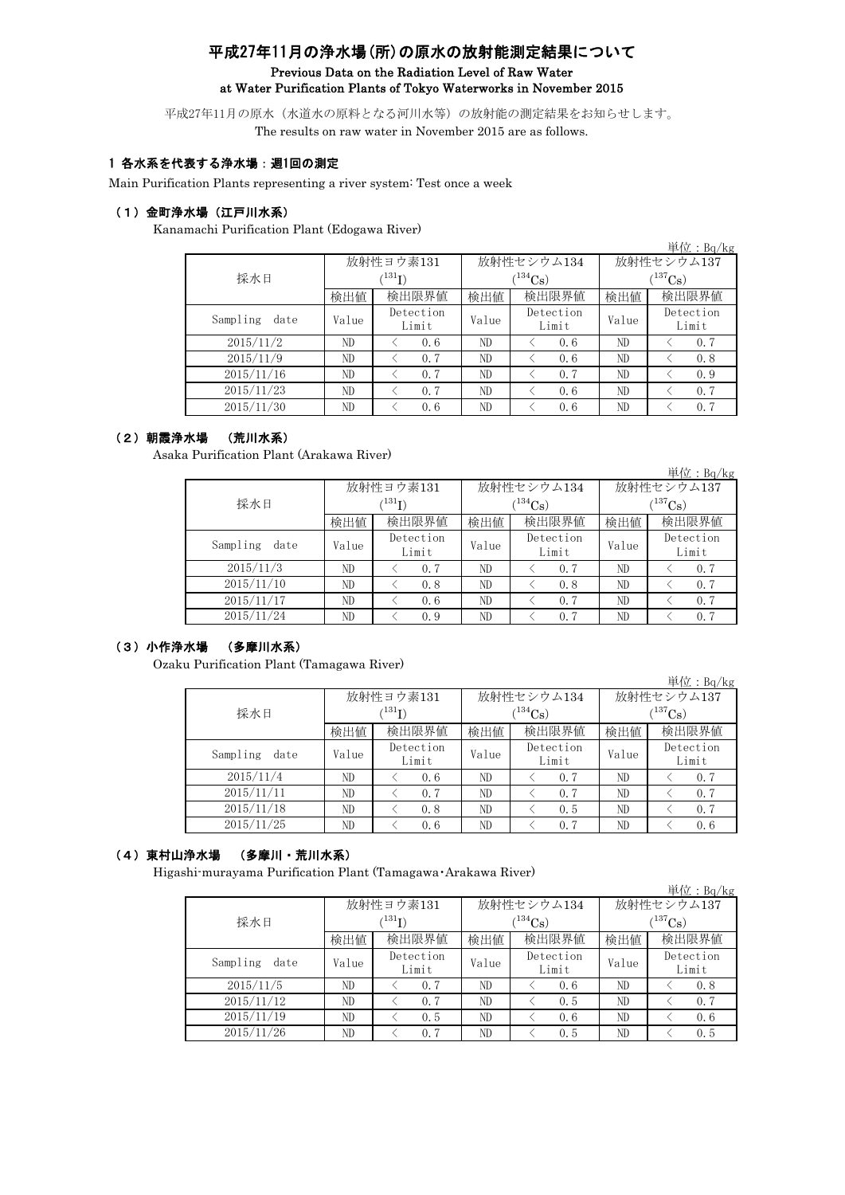# 平成27年11月の浄水場(所)の原水の放射能測定結果について

**Previous Data on the Radiation Level of Raw Water at Water Purification Plants of Tokyo Waterworks in November 2015**

平成27年11月の原水（水道水の原料となる河川水等）の放射能の測定結果をお知らせします。

The results on raw water in November 2015 are as follows.

## 1 各水系を代表する浄水場：週1回の測定

Main Purification Plants representing a river system: Test once a week

### （1）金町浄水場（江戸川水系）

Kanamachi Purification Plant (Edogawa River)

単位：Bq/kg

| 採水日 | 放射性ヨウ素131 ($^{131}I$) | | 放射性セシウム134 ($^{134}Cs$) | | 放射性セシウム137 ($^{137}Cs$) | |
|---|---|---|---|---|---|---|
| | 検出値 | 検出限界値 | 検出値 | 検出限界値 | 検出値 | 検出限界値 |
| Sampling date | Value | Detection Limit | Value | Detection Limit | Value | Detection Limit |
| 2015/11/2 | ND | ＜ 0.6 | ND | ＜ 0.6 | ND | ＜ 0.7 |
| 2015/11/9 | ND | ＜ 0.7 | ND | ＜ 0.6 | ND | ＜ 0.8 |
| 2015/11/16 | ND | ＜ 0.7 | ND | ＜ 0.7 | ND | ＜ 0.9 |
| 2015/11/23 | ND | ＜ 0.7 | ND | ＜ 0.6 | ND | ＜ 0.7 |
| 2015/11/30 | ND | ＜ 0.6 | ND | ＜ 0.6 | ND | ＜ 0.7 |

### （2）朝霞浄水場 （荒川水系）

Asaka Purification Plant (Arakawa River)

単位：Bq/kg

| 採水日 | 放射性ヨウ素131 ($^{131}I$) | | 放射性セシウム134 ($^{134}Cs$) | | 放射性セシウム137 ($^{137}Cs$) | |
|---|---|---|---|---|---|---|
| | 検出値 | 検出限界値 | 検出値 | 検出限界値 | 検出値 | 検出限界値 |
| Sampling date | Value | Detection Limit | Value | Detection Limit | Value | Detection Limit |
| 2015/11/3 | ND | ＜ 0.7 | ND | ＜ 0.7 | ND | ＜ 0.7 |
| 2015/11/10 | ND | ＜ 0.8 | ND | ＜ 0.8 | ND | ＜ 0.7 |
| 2015/11/17 | ND | ＜ 0.6 | ND | ＜ 0.7 | ND | ＜ 0.7 |
| 2015/11/24 | ND | ＜ 0.9 | ND | ＜ 0.7 | ND | ＜ 0.7 |

### （3）小作浄水場 （多摩川水系）

Ozaku Purification Plant (Tamagawa River)

単位：Bq/kg

| 採水日 | 放射性ヨウ素131 ($^{131}I$) | | 放射性セシウム134 ($^{134}Cs$) | | 放射性セシウム137 ($^{137}Cs$) | |
|---|---|---|---|---|---|---|
| | 検出値 | 検出限界値 | 検出値 | 検出限界値 | 検出値 | 検出限界値 |
| Sampling date | Value | Detection Limit | Value | Detection Limit | Value | Detection Limit |
| 2015/11/4 | ND | ＜ 0.6 | ND | ＜ 0.7 | ND | ＜ 0.7 |
| 2015/11/11 | ND | ＜ 0.7 | ND | ＜ 0.7 | ND | ＜ 0.7 |
| 2015/11/18 | ND | ＜ 0.8 | ND | ＜ 0.5 | ND | ＜ 0.7 |
| 2015/11/25 | ND | ＜ 0.6 | ND | ＜ 0.7 | ND | ＜ 0.6 |

### （4）東村山浄水場 （多摩川・荒川水系）

Higashi-murayama Purification Plant (Tamagawa･Arakawa River)

単位：Bq/kg

| 採水日 | 放射性ヨウ素131 ($^{131}I$) | | 放射性セシウム134 ($^{134}Cs$) | | 放射性セシウム137 ($^{137}Cs$) | |
|---|---|---|---|---|---|---|
| | 検出値 | 検出限界値 | 検出値 | 検出限界値 | 検出値 | 検出限界値 |
| Sampling date | Value | Detection Limit | Value | Detection Limit | Value | Detection Limit |
| 2015/11/5 | ND | ＜ 0.7 | ND | ＜ 0.6 | ND | ＜ 0.8 |
| 2015/11/12 | ND | ＜ 0.7 | ND | ＜ 0.5 | ND | ＜ 0.7 |
| 2015/11/19 | ND | ＜ 0.5 | ND | ＜ 0.6 | ND | ＜ 0.6 |
| 2015/11/26 | ND | ＜ 0.7 | ND | ＜ 0.5 | ND | ＜ 0.5 |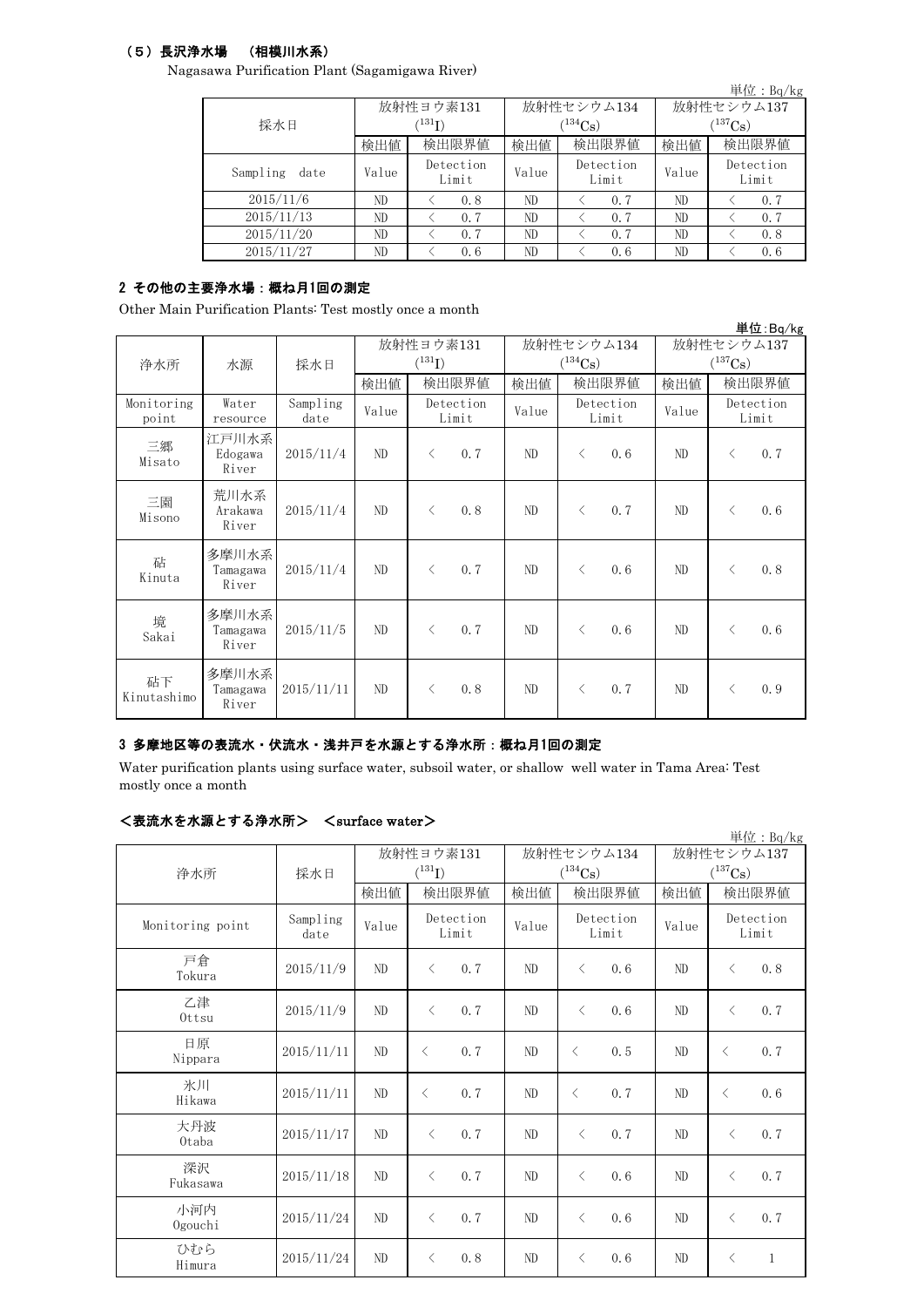### （5）長沢浄水場　（相模川水系）

Nagasawa Purification Plant (Sagamigawa River)

単位：Bq/kg

| 採水日 | 放射性ヨウ素131 ($^{131}I$) | | 放射性セシウム134 ($^{134}Cs$) | | 放射性セシウム137 ($^{137}Cs$) | |
|---|---|---|---|---|---|---|
| | 検出値 | 検出限界値 | 検出値 | 検出限界値 | 検出値 | 検出限界値 |
| Sampling date | Value | Detection Limit | Value | Detection Limit | Value | Detection Limit |
| 2015/11/6 | ND | ＜ 0.8 | ND | ＜ 0.7 | ND | ＜ 0.7 |
| 2015/11/13 | ND | ＜ 0.7 | ND | ＜ 0.7 | ND | ＜ 0.7 |
| 2015/11/20 | ND | ＜ 0.7 | ND | ＜ 0.7 | ND | ＜ 0.8 |
| 2015/11/27 | ND | ＜ 0.6 | ND | ＜ 0.6 | ND | ＜ 0.6 |

## 2 その他の主要浄水場：概ね月1回の測定

Other Main Purification Plants: Test mostly once a month

単位:Bq/kg

| 浄水所 | 水源 | 採水日 | 放射性ヨウ素131 ($^{131}I$) | | 放射性セシウム134 ($^{134}Cs$) | | 放射性セシウム137 ($^{137}Cs$) | |
|---|---|---|---|---|---|---|---|---|
| | | | 検出値 | 検出限界値 | 検出値 | 検出限界値 | 検出値 | 検出限界値 |
| Monitoring point | Water resource | Sampling date | Value | Detection Limit | Value | Detection Limit | Value | Detection Limit |
| 三郷 Misato | 江戸川水系 Edogawa River | 2015/11/4 | ND | ＜ 0.7 | ND | ＜ 0.6 | ND | ＜ 0.7 |
| 三園 Misono | 荒川水系 Arakawa River | 2015/11/4 | ND | ＜ 0.8 | ND | ＜ 0.7 | ND | ＜ 0.6 |
| 砧 Kinuta | 多摩川水系 Tamagawa River | 2015/11/4 | ND | ＜ 0.7 | ND | ＜ 0.6 | ND | ＜ 0.8 |
| 境 Sakai | 多摩川水系 Tamagawa River | 2015/11/5 | ND | ＜ 0.7 | ND | ＜ 0.6 | ND | ＜ 0.6 |
| 砧下 Kinutashimo | 多摩川水系 Tamagawa River | 2015/11/11 | ND | ＜ 0.8 | ND | ＜ 0.7 | ND | ＜ 0.9 |

## 3 多摩地区等の表流水・伏流水・浅井戸を水源とする浄水所：概ね月1回の測定

Water purification plants using surface water, subsoil water, or shallow well water in Tama Area: Test mostly once a month

### ＜表流水を水源とする浄水所＞　＜surface water＞

単位：Bq/kg

| 浄水所 | 採水日 | 放射性ヨウ素131 ($^{131}I$) | | 放射性セシウム134 ($^{134}Cs$) | | 放射性セシウム137 ($^{137}Cs$) | |
|---|---|---|---|---|---|---|---|
| | | 検出値 | 検出限界値 | 検出値 | 検出限界値 | 検出値 | 検出限界値 |
| Monitoring point | Sampling date | Value | Detection Limit | Value | Detection Limit | Value | Detection Limit |
| 戸倉 Tokura | 2015/11/9 | ND | ＜ 0.7 | ND | ＜ 0.6 | ND | ＜ 0.8 |
| 乙津 Ottsu | 2015/11/9 | ND | ＜ 0.7 | ND | ＜ 0.6 | ND | ＜ 0.7 |
| 日原 Nippara | 2015/11/11 | ND | ＜ 0.7 | ND | ＜ 0.5 | ND | ＜ 0.7 |
| 氷川 Hikawa | 2015/11/11 | ND | ＜ 0.7 | ND | ＜ 0.7 | ND | ＜ 0.6 |
| 大丹波 Otaba | 2015/11/17 | ND | ＜ 0.7 | ND | ＜ 0.7 | ND | ＜ 0.7 |
| 深沢 Fukasawa | 2015/11/18 | ND | ＜ 0.7 | ND | ＜ 0.6 | ND | ＜ 0.7 |
| 小河内 Ogouchi | 2015/11/24 | ND | ＜ 0.7 | ND | ＜ 0.6 | ND | ＜ 0.7 |
| ひむら Himura | 2015/11/24 | ND | ＜ 0.8 | ND | ＜ 0.6 | ND | ＜ 1 |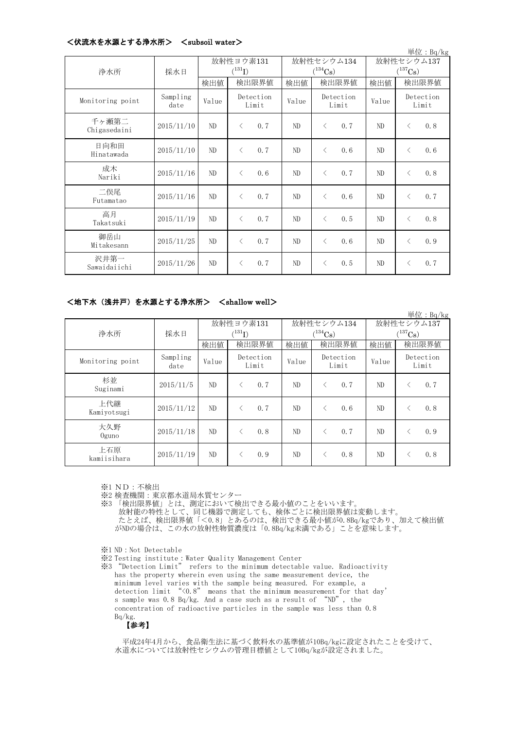## ＜伏流水を水源とする浄水所＞　＜subsoil water＞

単位：Bq/kg

| 浄水所 | 採水日 | 放射性ヨウ素131 ($^{131}I$) | | 放射性セシウム134 ($^{134}Cs$) | | 放射性セシウム137 ($^{137}Cs$) | |
|---|---|---|---|---|---|---|---|
| | | 検出値 | 検出限界値 | 検出値 | 検出限界値 | 検出値 | 検出限界値 |
| Monitoring point | Sampling date | Value | Detection Limit | Value | Detection Limit | Value | Detection Limit |
| 千ヶ瀬第二 Chigasedaini | 2015/11/10 | ND | ＜ 0.7 | ND | ＜ 0.7 | ND | ＜ 0.8 |
| 日向和田 Hinatawada | 2015/11/10 | ND | ＜ 0.7 | ND | ＜ 0.6 | ND | ＜ 0.6 |
| 成木 Nariki | 2015/11/16 | ND | ＜ 0.6 | ND | ＜ 0.7 | ND | ＜ 0.8 |
| 二俣尾 Futamatao | 2015/11/16 | ND | ＜ 0.7 | ND | ＜ 0.6 | ND | ＜ 0.7 |
| 高月 Takatsuki | 2015/11/19 | ND | ＜ 0.7 | ND | ＜ 0.5 | ND | ＜ 0.8 |
| 御岳山 Mitakesann | 2015/11/25 | ND | ＜ 0.7 | ND | ＜ 0.6 | ND | ＜ 0.9 |
| 沢井第一 Sawaidaiichi | 2015/11/26 | ND | ＜ 0.7 | ND | ＜ 0.5 | ND | ＜ 0.7 |

## ＜地下水（浅井戸）を水源とする浄水所＞　＜shallow well＞

単位：Bq/kg

| 浄水所 | 採水日 | 放射性ヨウ素131 ($^{131}I$) | | 放射性セシウム134 ($^{134}Cs$) | | 放射性セシウム137 ($^{137}Cs$) | |
|---|---|---|---|---|---|---|---|
| | | 検出値 | 検出限界値 | 検出値 | 検出限界値 | 検出値 | 検出限界値 |
| Monitoring point | Sampling date | Value | Detection Limit | Value | Detection Limit | Value | Detection Limit |
| 杉並 Suginami | 2015/11/5 | ND | ＜ 0.7 | ND | ＜ 0.7 | ND | ＜ 0.7 |
| 上代継 Kamiyotsugi | 2015/11/12 | ND | ＜ 0.7 | ND | ＜ 0.6 | ND | ＜ 0.8 |
| 大久野 Oguno | 2015/11/18 | ND | ＜ 0.8 | ND | ＜ 0.7 | ND | ＜ 0.9 |
| 上石原 kamiisihara | 2015/11/19 | ND | ＜ 0.9 | ND | ＜ 0.8 | ND | ＜ 0.8 |

※1 ＮＤ：不検出

※2 検査機関：東京都水道局水質センター

※3 「検出限界値」とは、測定において検出できる最小値のことをいいます。
放射能の特性として、同じ機器で測定しても、検体ごとに検出限界値は変動します。
たとえば、検出限界値「＜0.8」とあるのは、検出できる最小値が0.8Bq/kgであり、加えて検出値がNDの場合は、この水の放射性物質濃度は「0.8Bq/kg未満である」ことを意味します。

※1 ND：Not Detectable

※2 Testing institute：Water Quality Management Center

※3 "Detection Limit" refers to the minimum detectable value. Radioactivity has the property wherein even using the same measurement device, the minimum level varies with the sample being measured. For example, a detection limit "<0.8" means that the minimum measurement for that day's sample was 0.8 Bq/kg. And a case such as a result of "ND", the concentration of radioactive particles in the sample was less than 0.8 Bq/kg.

【参考】

平成24年4月から、食品衛生法に基づく飲料水の基準値が10Bq/kgに設定されたことを受けて、水道水については放射性セシウムの管理目標値として10Bq/kgが設定されました。